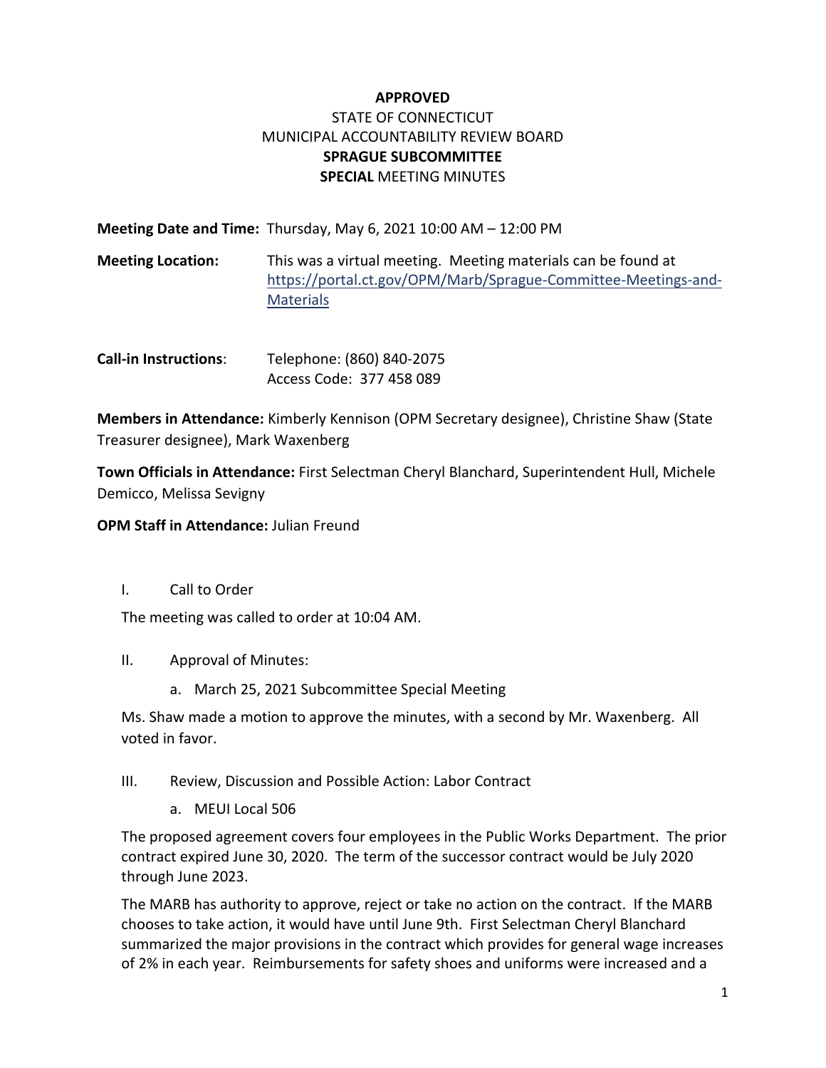**APPROVED**
STATE OF CONNECTICUT
MUNICIPAL ACCOUNTABILITY REVIEW BOARD
**SPRAGUE SUBCOMMITTEE**
**SPECIAL** MEETING MINUTES

**Meeting Date and Time:** Thursday, May 6, 2021 10:00 AM – 12:00 PM

**Meeting Location:** This was a virtual meeting. Meeting materials can be found at [https://portal.ct.gov/OPM/Marb/Sprague-Committee-Meetings-and-Materials](https://portal.ct.gov/OPM/Marb/Sprague-Committee-Meetings-and-Materials)

**Call-in Instructions**: Telephone: (860) 840-2075
Access Code: 377 458 089

**Members in Attendance:** Kimberly Kennison (OPM Secretary designee), Christine Shaw (State Treasurer designee), Mark Waxenberg

**Town Officials in Attendance:** First Selectman Cheryl Blanchard, Superintendent Hull, Michele Demicco, Melissa Sevigny

**OPM Staff in Attendance:** Julian Freund

I. Call to Order

The meeting was called to order at 10:04 AM.

II. Approval of Minutes:

a. March 25, 2021 Subcommittee Special Meeting

Ms. Shaw made a motion to approve the minutes, with a second by Mr. Waxenberg. All voted in favor.

III. Review, Discussion and Possible Action: Labor Contract

a. MEUI Local 506

The proposed agreement covers four employees in the Public Works Department. The prior contract expired June 30, 2020. The term of the successor contract would be July 2020 through June 2023.

The MARB has authority to approve, reject or take no action on the contract. If the MARB chooses to take action, it would have until June 9th. First Selectman Cheryl Blanchard summarized the major provisions in the contract which provides for general wage increases of 2% in each year. Reimbursements for safety shoes and uniforms were increased and a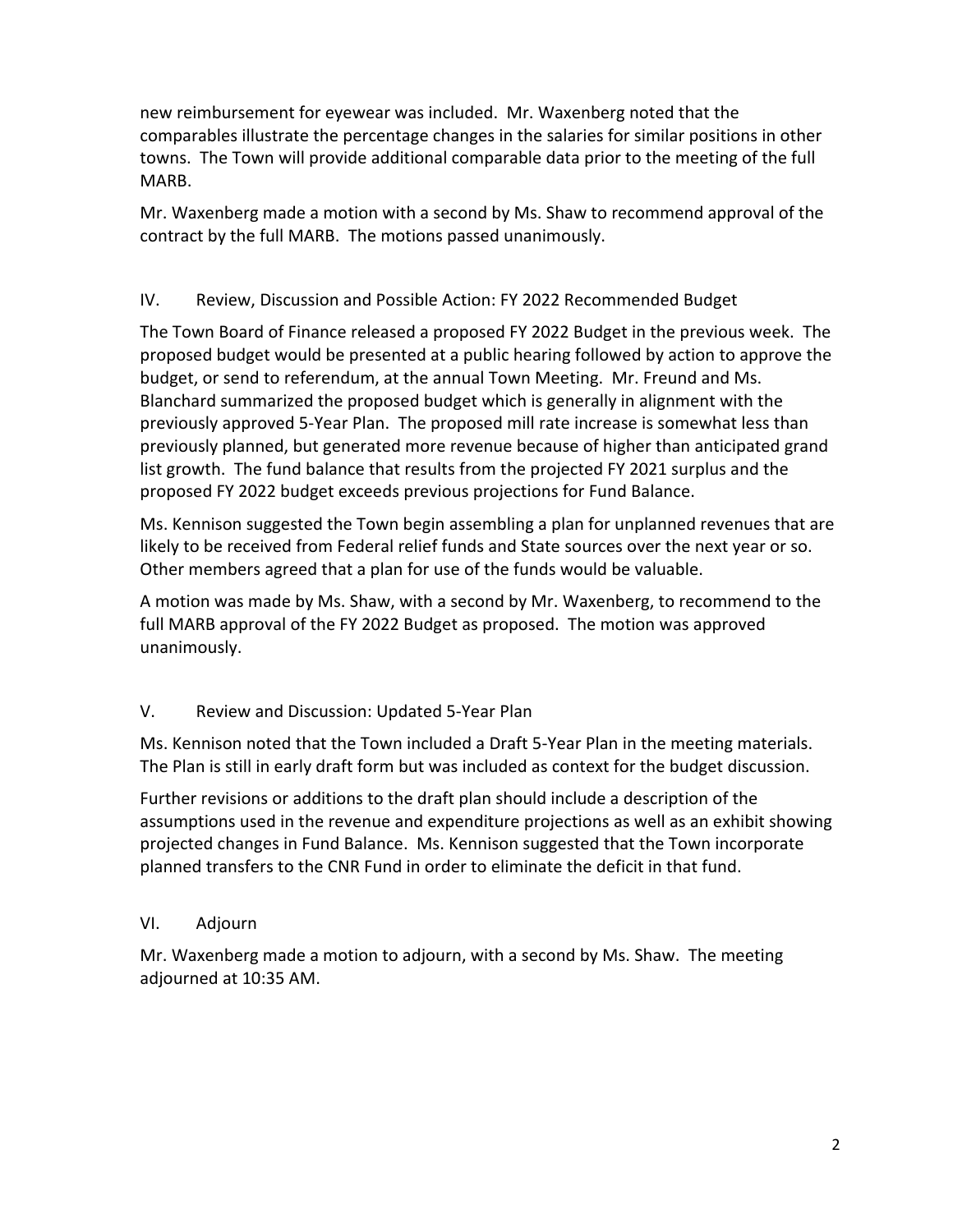new reimbursement for eyewear was included. Mr. Waxenberg noted that the comparables illustrate the percentage changes in the salaries for similar positions in other towns. The Town will provide additional comparable data prior to the meeting of the full MARB.

Mr. Waxenberg made a motion with a second by Ms. Shaw to recommend approval of the contract by the full MARB. The motions passed unanimously.

## IV. Review, Discussion and Possible Action: FY 2022 Recommended Budget

The Town Board of Finance released a proposed FY 2022 Budget in the previous week. The proposed budget would be presented at a public hearing followed by action to approve the budget, or send to referendum, at the annual Town Meeting. Mr. Freund and Ms. Blanchard summarized the proposed budget which is generally in alignment with the previously approved 5-Year Plan. The proposed mill rate increase is somewhat less than previously planned, but generated more revenue because of higher than anticipated grand list growth. The fund balance that results from the projected FY 2021 surplus and the proposed FY 2022 budget exceeds previous projections for Fund Balance.

Ms. Kennison suggested the Town begin assembling a plan for unplanned revenues that are likely to be received from Federal relief funds and State sources over the next year or so. Other members agreed that a plan for use of the funds would be valuable.

A motion was made by Ms. Shaw, with a second by Mr. Waxenberg, to recommend to the full MARB approval of the FY 2022 Budget as proposed. The motion was approved unanimously.

## V. Review and Discussion: Updated 5-Year Plan

Ms. Kennison noted that the Town included a Draft 5-Year Plan in the meeting materials. The Plan is still in early draft form but was included as context for the budget discussion.

Further revisions or additions to the draft plan should include a description of the assumptions used in the revenue and expenditure projections as well as an exhibit showing projected changes in Fund Balance. Ms. Kennison suggested that the Town incorporate planned transfers to the CNR Fund in order to eliminate the deficit in that fund.

## VI. Adjourn

Mr. Waxenberg made a motion to adjourn, with a second by Ms. Shaw. The meeting adjourned at 10:35 AM.